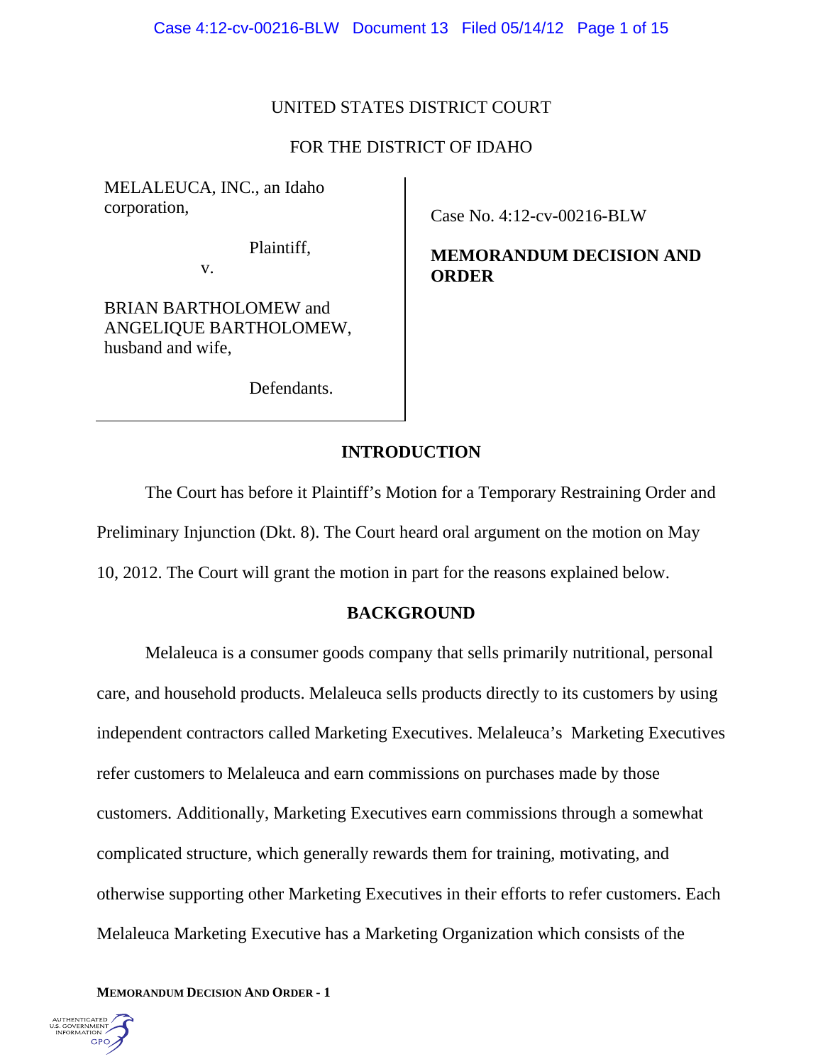UNITED STATES DISTRICT COURT

FOR THE DISTRICT OF IDAHO

MELALEUCA, INC., an Idaho corporation,

Plaintiff,

v.

BRIAN BARTHOLOMEW and ANGELIQUE BARTHOLOMEW, husband and wife,

Defendants.

Case No. 4:12-cv-00216-BLW

**MEMORANDUM DECISION AND ORDER**

## INTRODUCTION

The Court has before it Plaintiff's Motion for a Temporary Restraining Order and Preliminary Injunction (Dkt. 8). The Court heard oral argument on the motion on May 10, 2012. The Court will grant the motion in part for the reasons explained below.

## BACKGROUND

Melaleuca is a consumer goods company that sells primarily nutritional, personal care, and household products. Melaleuca sells products directly to its customers by using independent contractors called Marketing Executives. Melaleuca's Marketing Executives refer customers to Melaleuca and earn commissions on purchases made by those customers. Additionally, Marketing Executives earn commissions through a somewhat complicated structure, which generally rewards them for training, motivating, and otherwise supporting other Marketing Executives in their efforts to refer customers. Each Melaleuca Marketing Executive has a Marketing Organization which consists of the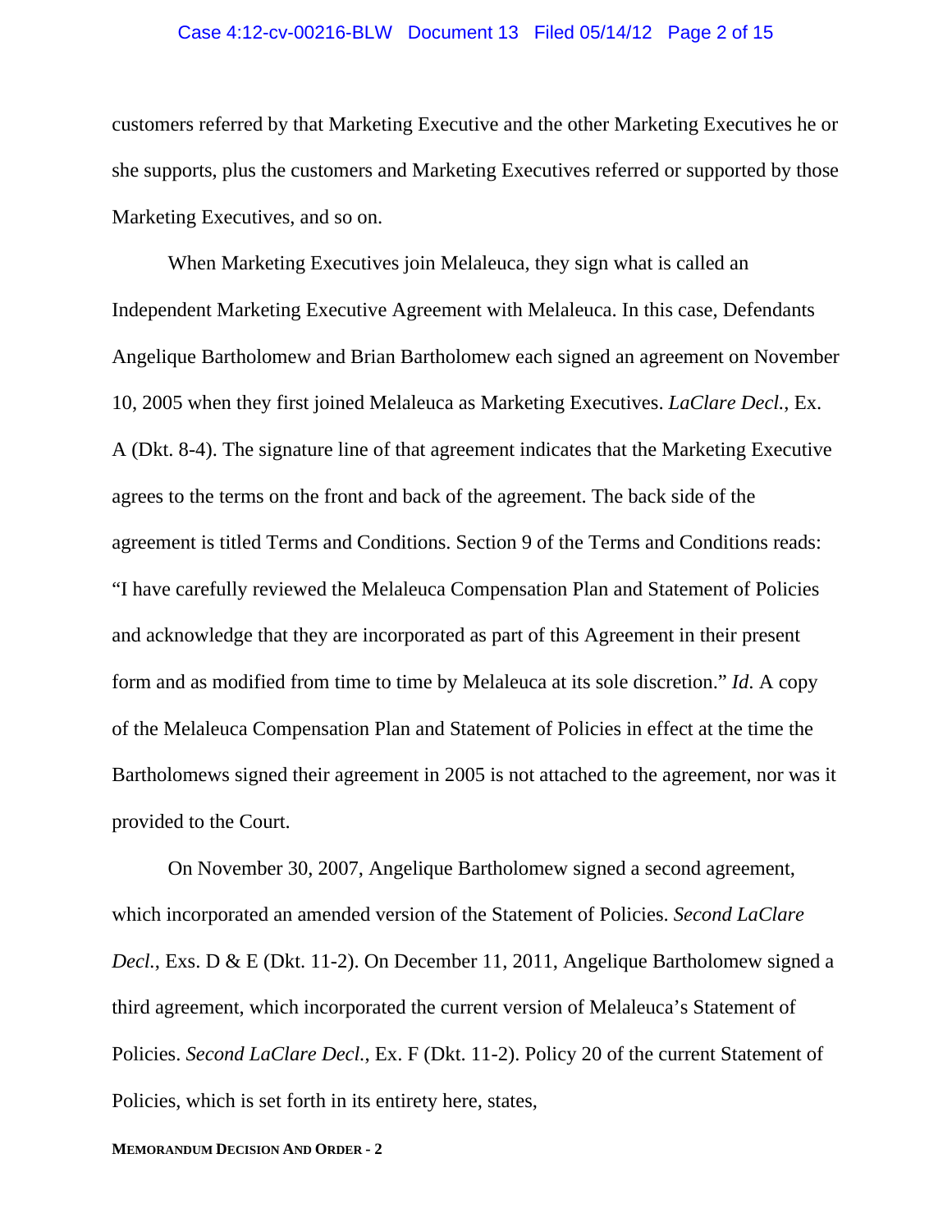customers referred by that Marketing Executive and the other Marketing Executives he or she supports, plus the customers and Marketing Executives referred or supported by those Marketing Executives, and so on.

When Marketing Executives join Melaleuca, they sign what is called an Independent Marketing Executive Agreement with Melaleuca. In this case, Defendants Angelique Bartholomew and Brian Bartholomew each signed an agreement on November 10, 2005 when they first joined Melaleuca as Marketing Executives. *LaClare Decl.*, Ex. A (Dkt. 8-4). The signature line of that agreement indicates that the Marketing Executive agrees to the terms on the front and back of the agreement. The back side of the agreement is titled Terms and Conditions. Section 9 of the Terms and Conditions reads: "I have carefully reviewed the Melaleuca Compensation Plan and Statement of Policies and acknowledge that they are incorporated as part of this Agreement in their present form and as modified from time to time by Melaleuca at its sole discretion." *Id.* A copy of the Melaleuca Compensation Plan and Statement of Policies in effect at the time the Bartholomews signed their agreement in 2005 is not attached to the agreement, nor was it provided to the Court.

On November 30, 2007, Angelique Bartholomew signed a second agreement, which incorporated an amended version of the Statement of Policies. *Second LaClare Decl.*, Exs. D & E (Dkt. 11-2). On December 11, 2011, Angelique Bartholomew signed a third agreement, which incorporated the current version of Melaleuca's Statement of Policies. *Second LaClare Decl.*, Ex. F (Dkt. 11-2). Policy 20 of the current Statement of Policies, which is set forth in its entirety here, states,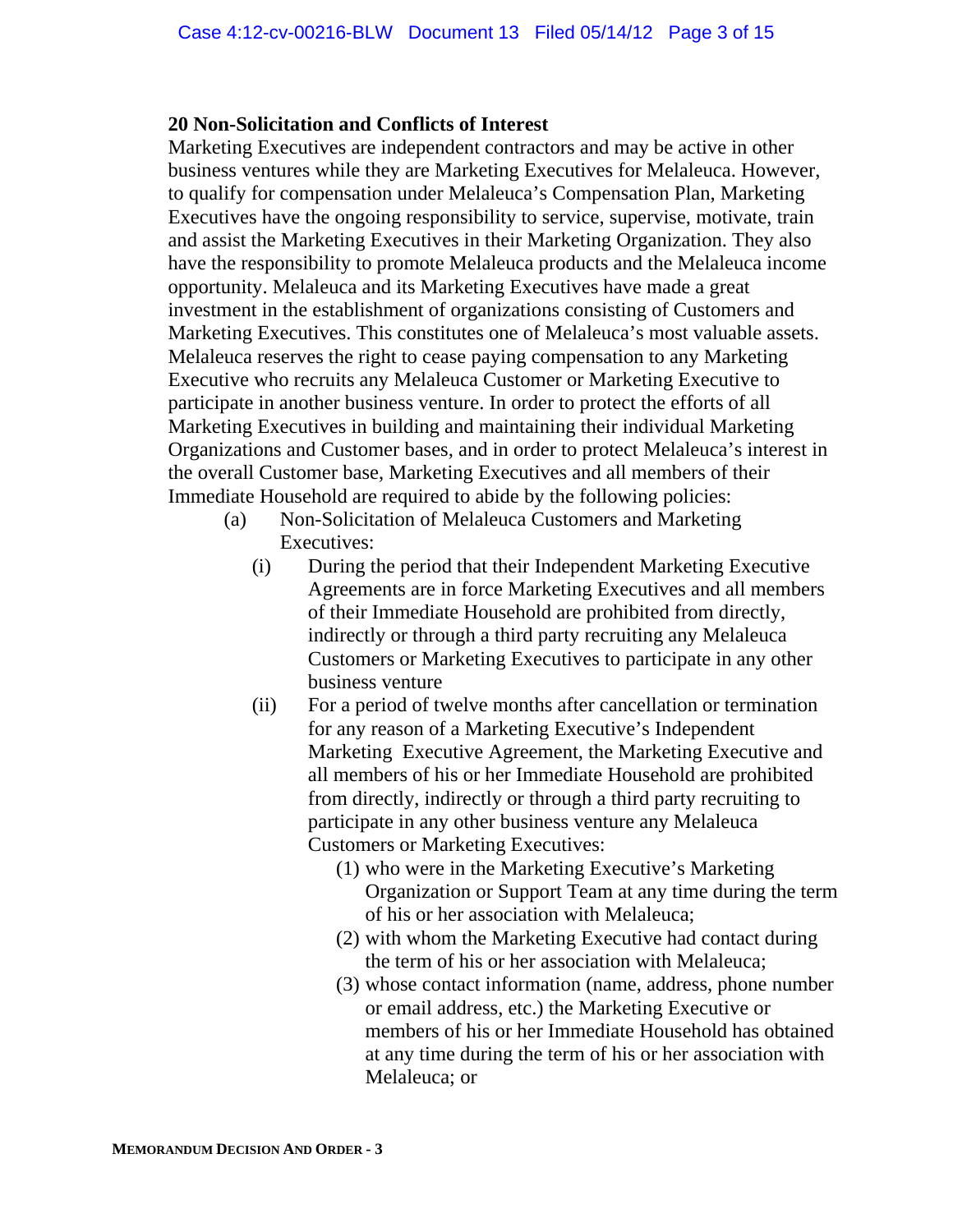**20 Non-Solicitation and Conflicts of Interest**

Marketing Executives are independent contractors and may be active in other business ventures while they are Marketing Executives for Melaleuca. However, to qualify for compensation under Melaleuca's Compensation Plan, Marketing Executives have the ongoing responsibility to service, supervise, motivate, train and assist the Marketing Executives in their Marketing Organization. They also have the responsibility to promote Melaleuca products and the Melaleuca income opportunity. Melaleuca and its Marketing Executives have made a great investment in the establishment of organizations consisting of Customers and Marketing Executives. This constitutes one of Melaleuca's most valuable assets. Melaleuca reserves the right to cease paying compensation to any Marketing Executive who recruits any Melaleuca Customer or Marketing Executive to participate in another business venture. In order to protect the efforts of all Marketing Executives in building and maintaining their individual Marketing Organizations and Customer bases, and in order to protect Melaleuca's interest in the overall Customer base, Marketing Executives and all members of their Immediate Household are required to abide by the following policies:

(a) Non-Solicitation of Melaleuca Customers and Marketing Executives:

(i) During the period that their Independent Marketing Executive Agreements are in force Marketing Executives and all members of their Immediate Household are prohibited from directly, indirectly or through a third party recruiting any Melaleuca Customers or Marketing Executives to participate in any other business venture

(ii) For a period of twelve months after cancellation or termination for any reason of a Marketing Executive's Independent Marketing Executive Agreement, the Marketing Executive and all members of his or her Immediate Household are prohibited from directly, indirectly or through a third party recruiting to participate in any other business venture any Melaleuca Customers or Marketing Executives:

(1) who were in the Marketing Executive's Marketing Organization or Support Team at any time during the term of his or her association with Melaleuca;

(2) with whom the Marketing Executive had contact during the term of his or her association with Melaleuca;

(3) whose contact information (name, address, phone number or email address, etc.) the Marketing Executive or members of his or her Immediate Household has obtained at any time during the term of his or her association with Melaleuca; or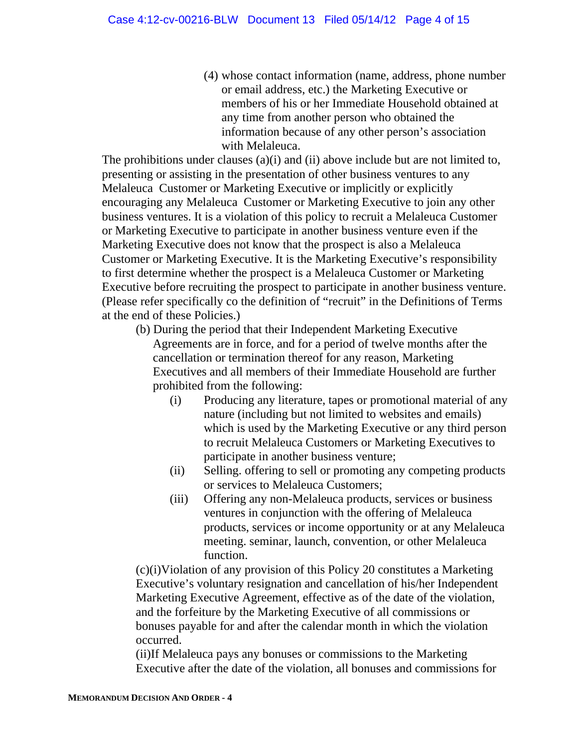(4) whose contact information (name, address, phone number or email address, etc.) the Marketing Executive or members of his or her Immediate Household obtained at any time from another person who obtained the information because of any other person's association with Melaleuca.

The prohibitions under clauses (a)(i) and (ii) above include but are not limited to, presenting or assisting in the presentation of other business ventures to any Melaleuca Customer or Marketing Executive or implicitly or explicitly encouraging any Melaleuca Customer or Marketing Executive to join any other business ventures. It is a violation of this policy to recruit a Melaleuca Customer or Marketing Executive to participate in another business venture even if the Marketing Executive does not know that the prospect is also a Melaleuca Customer or Marketing Executive. It is the Marketing Executive's responsibility to first determine whether the prospect is a Melaleuca Customer or Marketing Executive before recruiting the prospect to participate in another business venture. (Please refer specifically co the definition of "recruit" in the Definitions of Terms at the end of these Policies.)

(b) During the period that their Independent Marketing Executive Agreements are in force, and for a period of twelve months after the cancellation or termination thereof for any reason, Marketing Executives and all members of their Immediate Household are further prohibited from the following:

(i) Producing any literature, tapes or promotional material of any nature (including but not limited to websites and emails) which is used by the Marketing Executive or any third person to recruit Melaleuca Customers or Marketing Executives to participate in another business venture;

(ii) Selling. offering to sell or promoting any competing products or services to Melaleuca Customers;

(iii) Offering any non-Melaleuca products, services or business ventures in conjunction with the offering of Melaleuca products, services or income opportunity or at any Melaleuca meeting. seminar, launch, convention, or other Melaleuca function.

(c)(i)Violation of any provision of this Policy 20 constitutes a Marketing Executive's voluntary resignation and cancellation of his/her Independent Marketing Executive Agreement, effective as of the date of the violation, and the forfeiture by the Marketing Executive of all commissions or bonuses payable for and after the calendar month in which the violation occurred.

(ii)If Melaleuca pays any bonuses or commissions to the Marketing Executive after the date of the violation, all bonuses and commissions for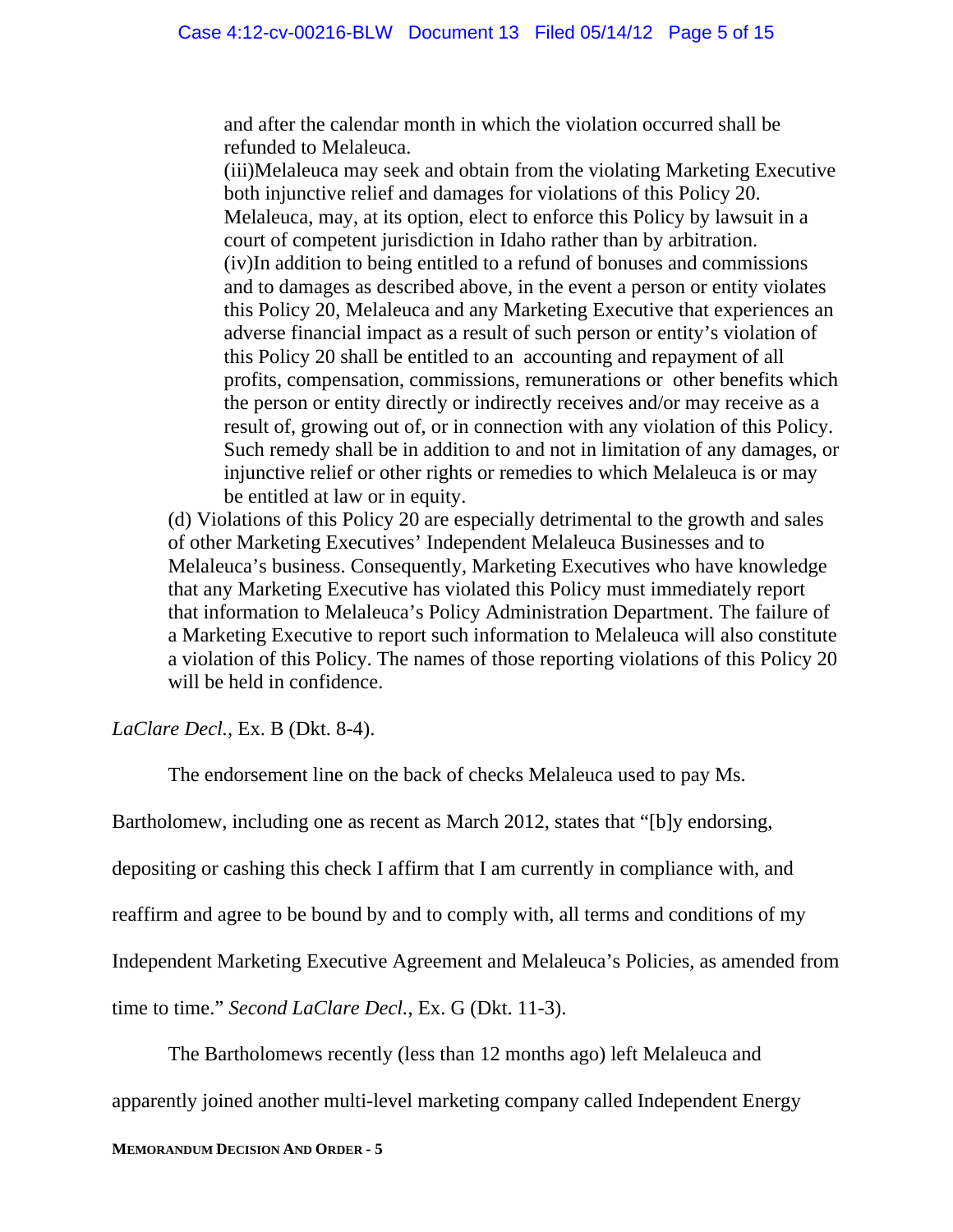and after the calendar month in which the violation occurred shall be refunded to Melaleuca.

(iii)Melaleuca may seek and obtain from the violating Marketing Executive both injunctive relief and damages for violations of this Policy 20. Melaleuca, may, at its option, elect to enforce this Policy by lawsuit in a court of competent jurisdiction in Idaho rather than by arbitration.

(iv)In addition to being entitled to a refund of bonuses and commissions and to damages as described above, in the event a person or entity violates this Policy 20, Melaleuca and any Marketing Executive that experiences an adverse financial impact as a result of such person or entity's violation of this Policy 20 shall be entitled to an accounting and repayment of all profits, compensation, commissions, remunerations or other benefits which the person or entity directly or indirectly receives and/or may receive as a result of, growing out of, or in connection with any violation of this Policy. Such remedy shall be in addition to and not in limitation of any damages, or injunctive relief or other rights or remedies to which Melaleuca is or may be entitled at law or in equity.

(d) Violations of this Policy 20 are especially detrimental to the growth and sales of other Marketing Executives' Independent Melaleuca Businesses and to Melaleuca's business. Consequently, Marketing Executives who have knowledge that any Marketing Executive has violated this Policy must immediately report that information to Melaleuca's Policy Administration Department. The failure of a Marketing Executive to report such information to Melaleuca will also constitute a violation of this Policy. The names of those reporting violations of this Policy 20 will be held in confidence.

*LaClare Decl.*, Ex. B (Dkt. 8-4).

The endorsement line on the back of checks Melaleuca used to pay Ms. Bartholomew, including one as recent as March 2012, states that "[b]y endorsing, depositing or cashing this check I affirm that I am currently in compliance with, and reaffirm and agree to be bound by and to comply with, all terms and conditions of my Independent Marketing Executive Agreement and Melaleuca's Policies, as amended from time to time." *Second LaClare Decl.*, Ex. G (Dkt. 11-3).

The Bartholomews recently (less than 12 months ago) left Melaleuca and apparently joined another multi-level marketing company called Independent Energy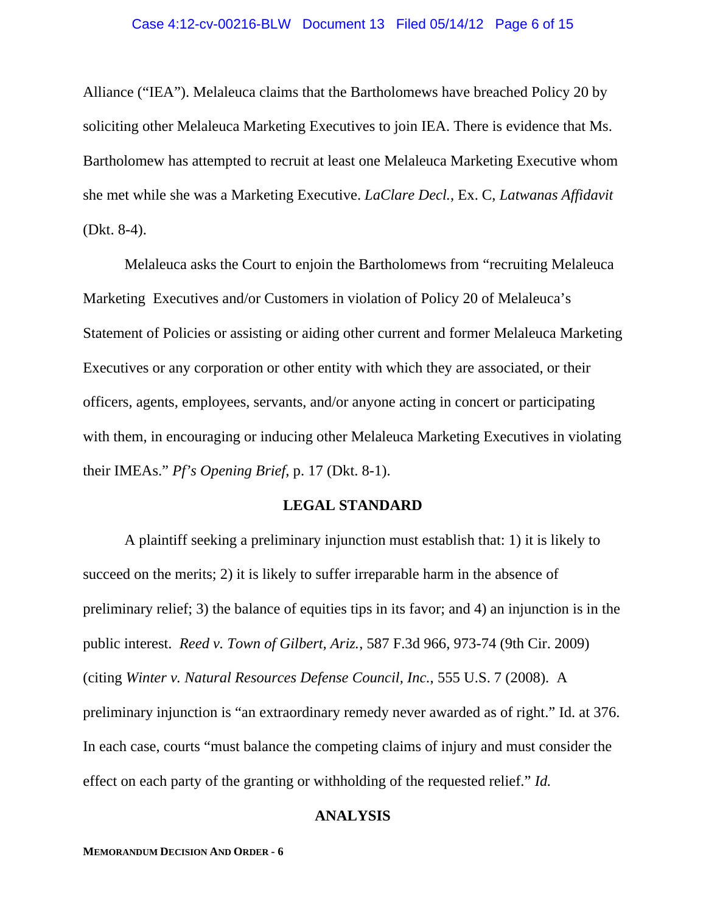Alliance ("IEA"). Melaleuca claims that the Bartholomews have breached Policy 20 by soliciting other Melaleuca Marketing Executives to join IEA. There is evidence that Ms. Bartholomew has attempted to recruit at least one Melaleuca Marketing Executive whom she met while she was a Marketing Executive. *LaClare Decl.*, Ex. C, *Latwanas Affidavit* (Dkt. 8-4).

Melaleuca asks the Court to enjoin the Bartholomews from "recruiting Melaleuca Marketing Executives and/or Customers in violation of Policy 20 of Melaleuca's Statement of Policies or assisting or aiding other current and former Melaleuca Marketing Executives or any corporation or other entity with which they are associated, or their officers, agents, employees, servants, and/or anyone acting in concert or participating with them, in encouraging or inducing other Melaleuca Marketing Executives in violating their IMEAs." *Pf's Opening Brief*, p. 17 (Dkt. 8-1).

## LEGAL STANDARD

A plaintiff seeking a preliminary injunction must establish that: 1) it is likely to succeed on the merits; 2) it is likely to suffer irreparable harm in the absence of preliminary relief; 3) the balance of equities tips in its favor; and 4) an injunction is in the public interest. *Reed v. Town of Gilbert, Ariz.*, 587 F.3d 966, 973-74 (9th Cir. 2009) (citing *Winter v. Natural Resources Defense Council, Inc.*, 555 U.S. 7 (2008). A preliminary injunction is "an extraordinary remedy never awarded as of right." Id. at 376. In each case, courts "must balance the competing claims of injury and must consider the effect on each party of the granting or withholding of the requested relief." *Id.*

## ANALYSIS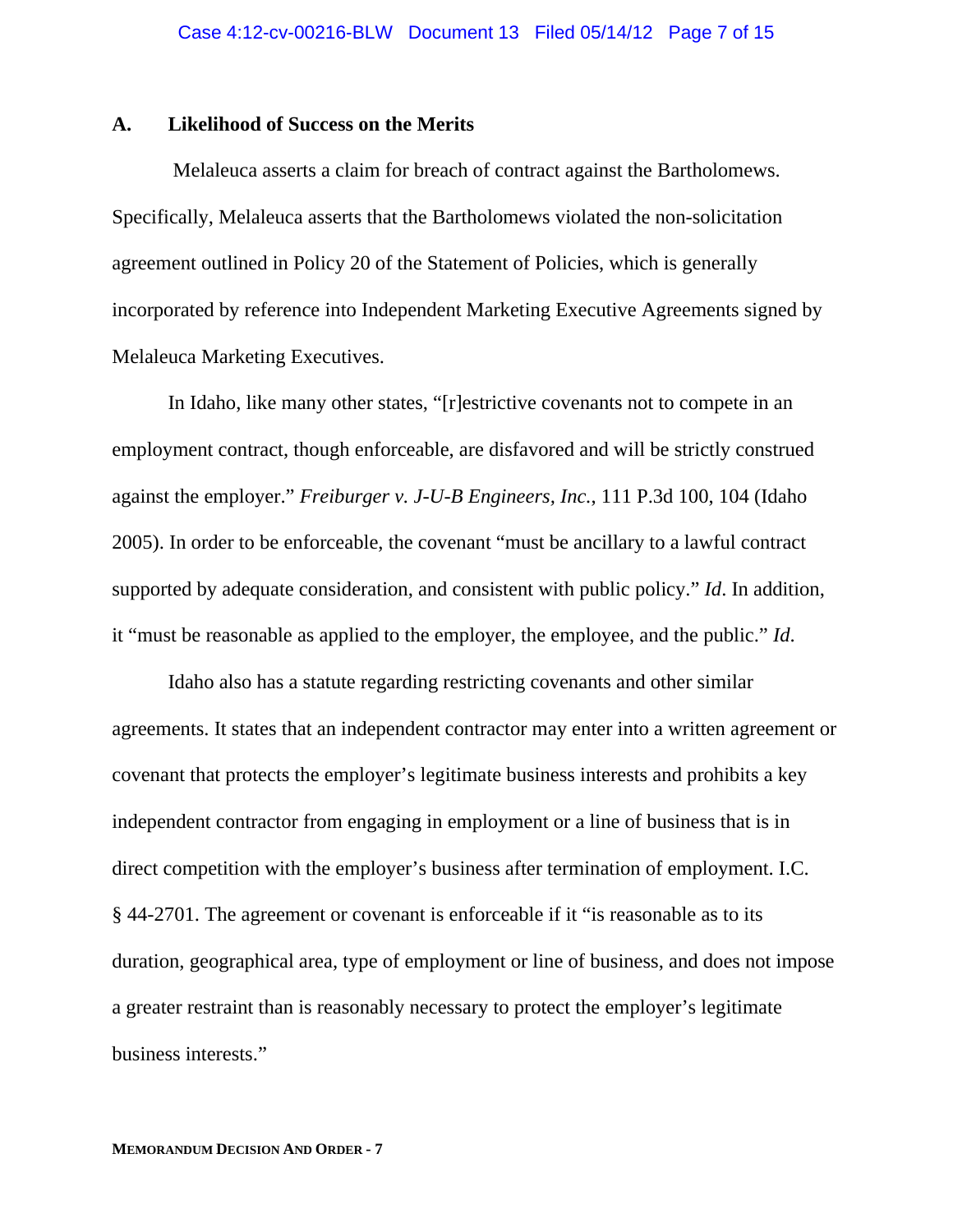### A. Likelihood of Success on the Merits

Melaleuca asserts a claim for breach of contract against the Bartholomews. Specifically, Melaleuca asserts that the Bartholomews violated the non-solicitation agreement outlined in Policy 20 of the Statement of Policies, which is generally incorporated by reference into Independent Marketing Executive Agreements signed by Melaleuca Marketing Executives.

In Idaho, like many other states, "[r]estrictive covenants not to compete in an employment contract, though enforceable, are disfavored and will be strictly construed against the employer." *Freiburger v. J-U-B Engineers, Inc.*, 111 P.3d 100, 104 (Idaho 2005). In order to be enforceable, the covenant "must be ancillary to a lawful contract supported by adequate consideration, and consistent with public policy." *Id*. In addition, it "must be reasonable as applied to the employer, the employee, and the public." *Id*.

Idaho also has a statute regarding restricting covenants and other similar agreements. It states that an independent contractor may enter into a written agreement or covenant that protects the employer's legitimate business interests and prohibits a key independent contractor from engaging in employment or a line of business that is in direct competition with the employer's business after termination of employment. I.C. § 44-2701. The agreement or covenant is enforceable if it "is reasonable as to its duration, geographical area, type of employment or line of business, and does not impose a greater restraint than is reasonably necessary to protect the employer's legitimate business interests."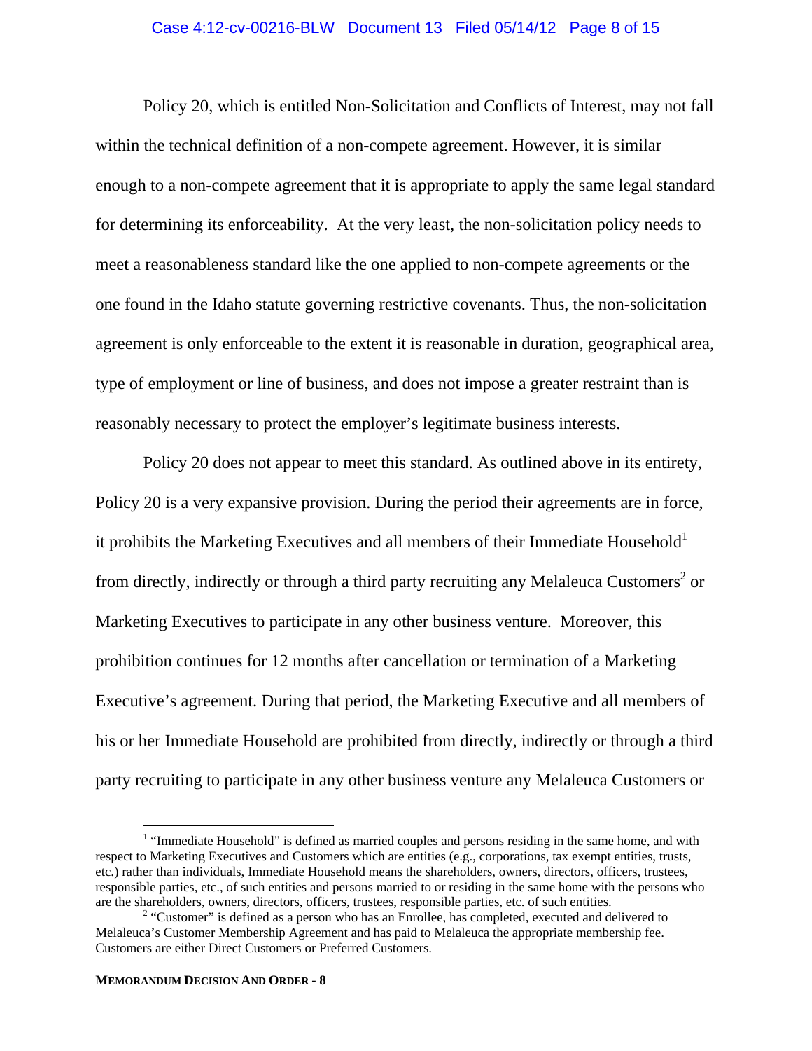Policy 20, which is entitled Non-Solicitation and Conflicts of Interest, may not fall within the technical definition of a non-compete agreement. However, it is similar enough to a non-compete agreement that it is appropriate to apply the same legal standard for determining its enforceability. At the very least, the non-solicitation policy needs to meet a reasonableness standard like the one applied to non-compete agreements or the one found in the Idaho statute governing restrictive covenants. Thus, the non-solicitation agreement is only enforceable to the extent it is reasonable in duration, geographical area, type of employment or line of business, and does not impose a greater restraint than is reasonably necessary to protect the employer's legitimate business interests.

Policy 20 does not appear to meet this standard. As outlined above in its entirety, Policy 20 is a very expansive provision. During the period their agreements are in force, it prohibits the Marketing Executives and all members of their Immediate Household[1] from directly, indirectly or through a third party recruiting any Melaleuca Customers[2] or Marketing Executives to participate in any other business venture. Moreover, this prohibition continues for 12 months after cancellation or termination of a Marketing Executive's agreement. During that period, the Marketing Executive and all members of his or her Immediate Household are prohibited from directly, indirectly or through a third party recruiting to participate in any other business venture any Melaleuca Customers or

---

[1] "Immediate Household" is defined as married couples and persons residing in the same home, and with respect to Marketing Executives and Customers which are entities (e.g., corporations, tax exempt entities, trusts, etc.) rather than individuals, Immediate Household means the shareholders, owners, directors, officers, trustees, responsible parties, etc., of such entities and persons married to or residing in the same home with the persons who are the shareholders, owners, directors, officers, trustees, responsible parties, etc. of such entities.

[2] "Customer" is defined as a person who has an Enrollee, has completed, executed and delivered to Melaleuca's Customer Membership Agreement and has paid to Melaleuca the appropriate membership fee. Customers are either Direct Customers or Preferred Customers.

**MEMORANDUM DECISION AND ORDER - 8**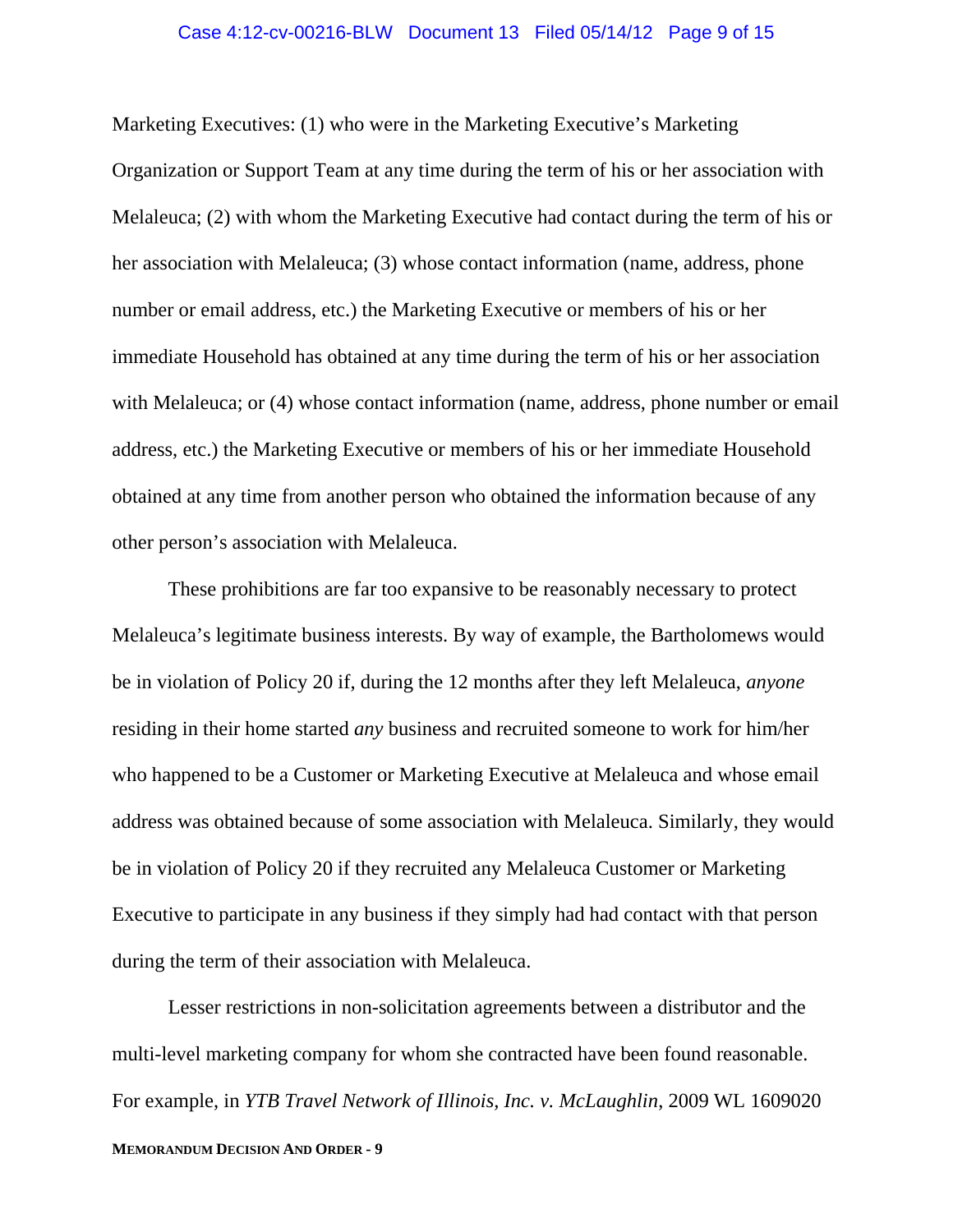Marketing Executives: (1) who were in the Marketing Executive's Marketing Organization or Support Team at any time during the term of his or her association with Melaleuca; (2) with whom the Marketing Executive had contact during the term of his or her association with Melaleuca; (3) whose contact information (name, address, phone number or email address, etc.) the Marketing Executive or members of his or her immediate Household has obtained at any time during the term of his or her association with Melaleuca; or (4) whose contact information (name, address, phone number or email address, etc.) the Marketing Executive or members of his or her immediate Household obtained at any time from another person who obtained the information because of any other person's association with Melaleuca.

These prohibitions are far too expansive to be reasonably necessary to protect Melaleuca's legitimate business interests. By way of example, the Bartholomews would be in violation of Policy 20 if, during the 12 months after they left Melaleuca, *anyone* residing in their home started *any* business and recruited someone to work for him/her who happened to be a Customer or Marketing Executive at Melaleuca and whose email address was obtained because of some association with Melaleuca. Similarly, they would be in violation of Policy 20 if they recruited any Melaleuca Customer or Marketing Executive to participate in any business if they simply had had contact with that person during the term of their association with Melaleuca.

Lesser restrictions in non-solicitation agreements between a distributor and the multi-level marketing company for whom she contracted have been found reasonable. For example, in *YTB Travel Network of Illinois, Inc. v. McLaughlin*, 2009 WL 1609020

**MEMORANDUM DECISION AND ORDER - 9**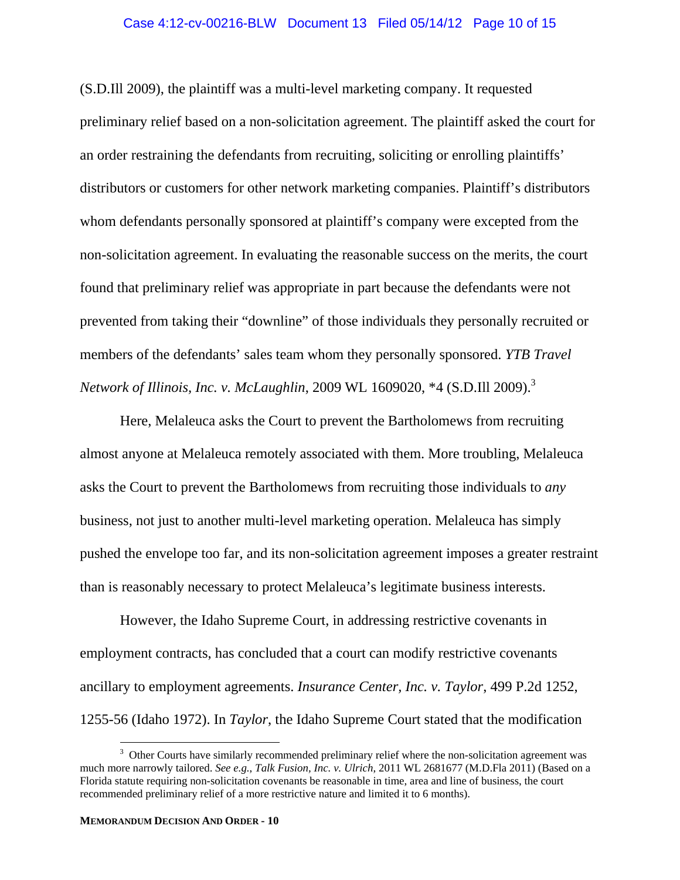(S.D.Ill 2009), the plaintiff was a multi-level marketing company. It requested preliminary relief based on a non-solicitation agreement. The plaintiff asked the court for an order restraining the defendants from recruiting, soliciting or enrolling plaintiffs' distributors or customers for other network marketing companies. Plaintiff's distributors whom defendants personally sponsored at plaintiff's company were excepted from the non-solicitation agreement. In evaluating the reasonable success on the merits, the court found that preliminary relief was appropriate in part because the defendants were not prevented from taking their "downline" of those individuals they personally recruited or members of the defendants' sales team whom they personally sponsored. *YTB Travel Network of Illinois, Inc. v. McLaughlin*, 2009 WL 1609020, *4 (S.D.Ill 2009).[3]

Here, Melaleuca asks the Court to prevent the Bartholomews from recruiting almost anyone at Melaleuca remotely associated with them. More troubling, Melaleuca asks the Court to prevent the Bartholomews from recruiting those individuals to *any* business, not just to another multi-level marketing operation. Melaleuca has simply pushed the envelope too far, and its non-solicitation agreement imposes a greater restraint than is reasonably necessary to protect Melaleuca's legitimate business interests.

However, the Idaho Supreme Court, in addressing restrictive covenants in employment contracts, has concluded that a court can modify restrictive covenants ancillary to employment agreements. *Insurance Center, Inc. v. Taylor*, 499 P.2d 1252, 1255-56 (Idaho 1972). In *Taylor*, the Idaho Supreme Court stated that the modification

[3] Other Courts have similarly recommended preliminary relief where the non-solicitation agreement was much more narrowly tailored. *See e.g., Talk Fusion, Inc. v. Ulrich*, 2011 WL 2681677 (M.D.Fla 2011) (Based on a Florida statute requiring non-solicitation covenants be reasonable in time, area and line of business, the court recommended preliminary relief of a more restrictive nature and limited it to 6 months).

**MEMORANDUM DECISION AND ORDER - 10**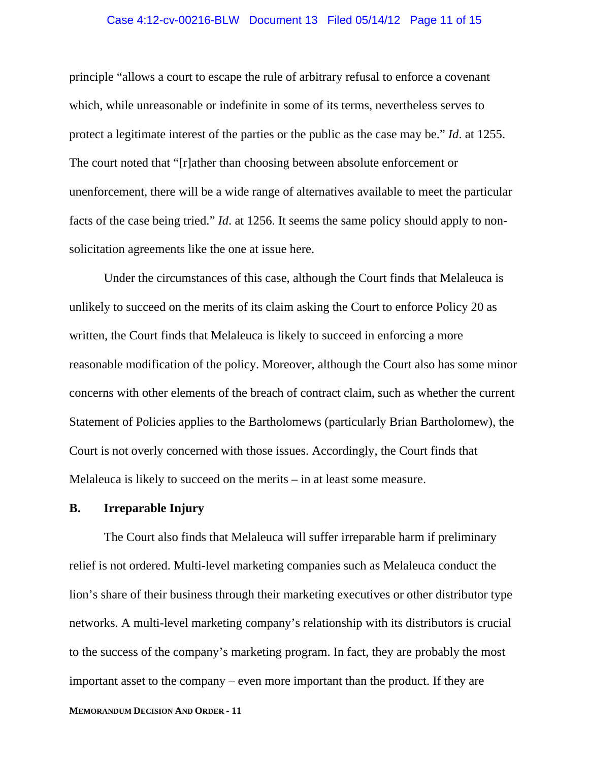principle "allows a court to escape the rule of arbitrary refusal to enforce a covenant which, while unreasonable or indefinite in some of its terms, nevertheless serves to protect a legitimate interest of the parties or the public as the case may be." *Id*. at 1255. The court noted that "[r]ather than choosing between absolute enforcement or unenforcement, there will be a wide range of alternatives available to meet the particular facts of the case being tried." *Id*. at 1256. It seems the same policy should apply to non-solicitation agreements like the one at issue here.

Under the circumstances of this case, although the Court finds that Melaleuca is unlikely to succeed on the merits of its claim asking the Court to enforce Policy 20 as written, the Court finds that Melaleuca is likely to succeed in enforcing a more reasonable modification of the policy. Moreover, although the Court also has some minor concerns with other elements of the breach of contract claim, such as whether the current Statement of Policies applies to the Bartholomews (particularly Brian Bartholomew), the Court is not overly concerned with those issues. Accordingly, the Court finds that Melaleuca is likely to succeed on the merits – in at least some measure.

## B. Irreparable Injury

The Court also finds that Melaleuca will suffer irreparable harm if preliminary relief is not ordered. Multi-level marketing companies such as Melaleuca conduct the lion's share of their business through their marketing executives or other distributor type networks. A multi-level marketing company's relationship with its distributors is crucial to the success of the company's marketing program. In fact, they are probably the most important asset to the company – even more important than the product. If they are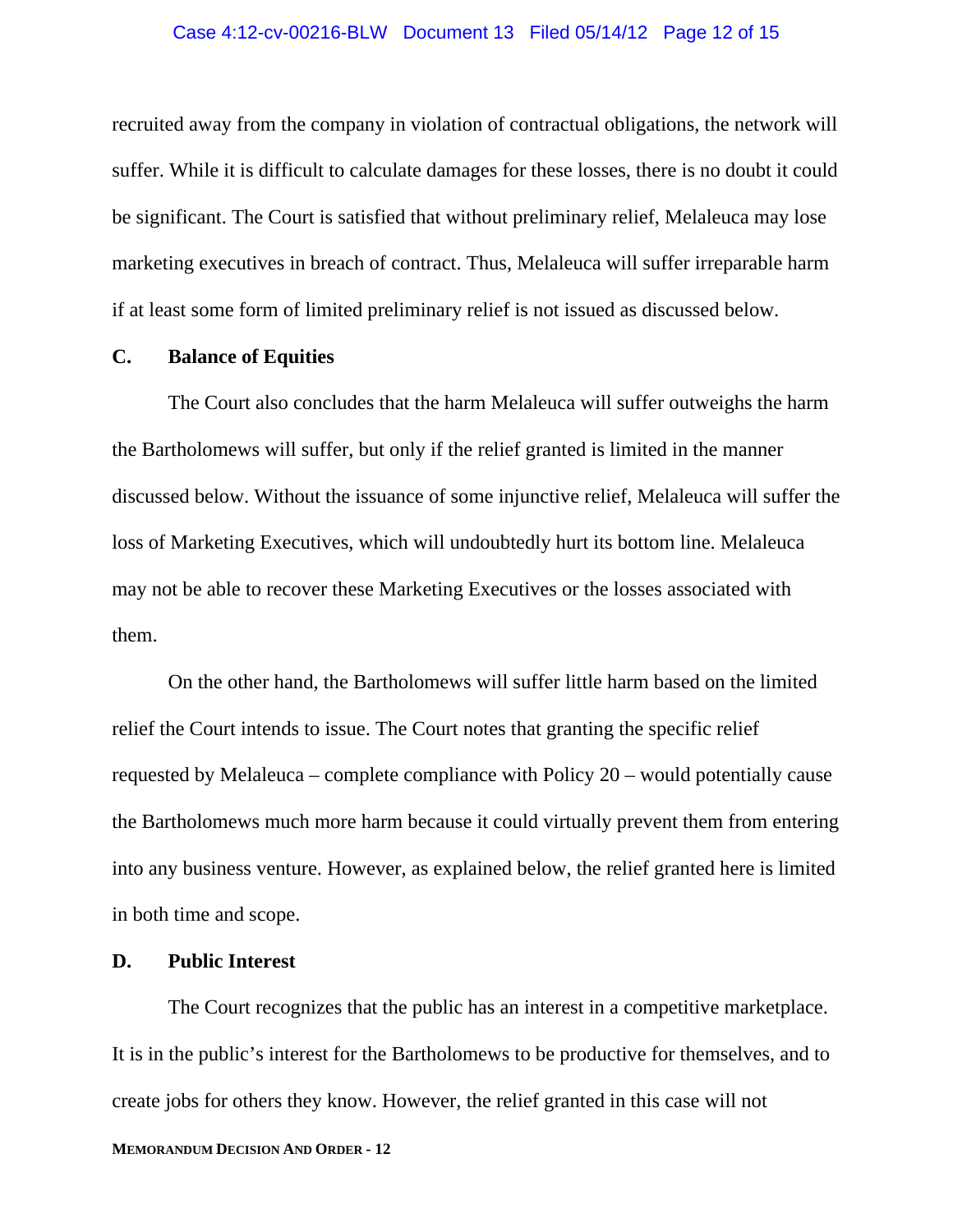recruited away from the company in violation of contractual obligations, the network will suffer. While it is difficult to calculate damages for these losses, there is no doubt it could be significant. The Court is satisfied that without preliminary relief, Melaleuca may lose marketing executives in breach of contract. Thus, Melaleuca will suffer irreparable harm if at least some form of limited preliminary relief is not issued as discussed below.

### C. Balance of Equities

The Court also concludes that the harm Melaleuca will suffer outweighs the harm the Bartholomews will suffer, but only if the relief granted is limited in the manner discussed below. Without the issuance of some injunctive relief, Melaleuca will suffer the loss of Marketing Executives, which will undoubtedly hurt its bottom line. Melaleuca may not be able to recover these Marketing Executives or the losses associated with them.

On the other hand, the Bartholomews will suffer little harm based on the limited relief the Court intends to issue. The Court notes that granting the specific relief requested by Melaleuca – complete compliance with Policy 20 – would potentially cause the Bartholomews much more harm because it could virtually prevent them from entering into any business venture. However, as explained below, the relief granted here is limited in both time and scope.

### D. Public Interest

The Court recognizes that the public has an interest in a competitive marketplace. It is in the public's interest for the Bartholomews to be productive for themselves, and to create jobs for others they know. However, the relief granted in this case will not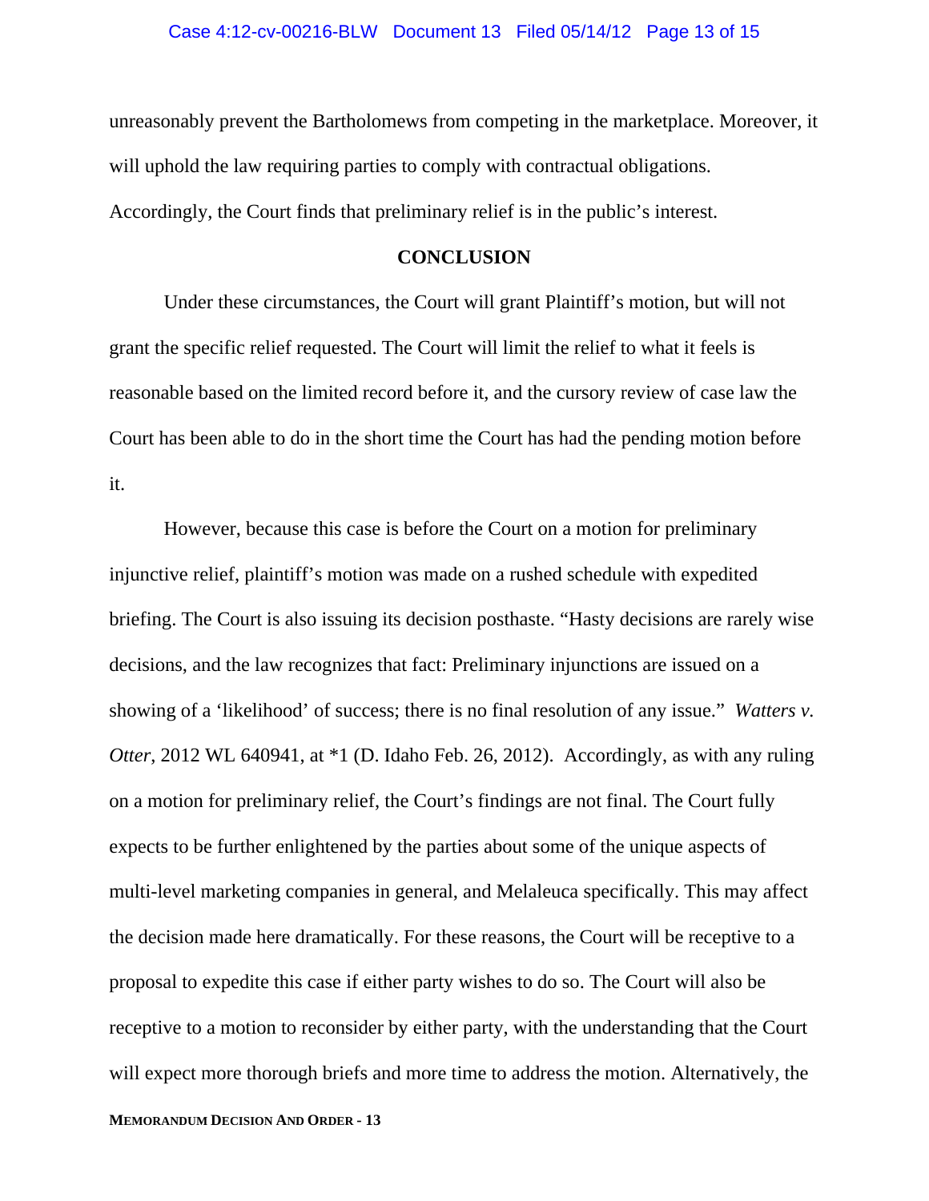unreasonably prevent the Bartholomews from competing in the marketplace. Moreover, it will uphold the law requiring parties to comply with contractual obligations. Accordingly, the Court finds that preliminary relief is in the public's interest.

## CONCLUSION

Under these circumstances, the Court will grant Plaintiff's motion, but will not grant the specific relief requested. The Court will limit the relief to what it feels is reasonable based on the limited record before it, and the cursory review of case law the Court has been able to do in the short time the Court has had the pending motion before it.

However, because this case is before the Court on a motion for preliminary injunctive relief, plaintiff's motion was made on a rushed schedule with expedited briefing. The Court is also issuing its decision posthaste. "Hasty decisions are rarely wise decisions, and the law recognizes that fact: Preliminary injunctions are issued on a showing of a 'likelihood' of success; there is no final resolution of any issue." *Watters v. Otter*, 2012 WL 640941, at *1 (D. Idaho Feb. 26, 2012). Accordingly, as with any ruling on a motion for preliminary relief, the Court's findings are not final. The Court fully expects to be further enlightened by the parties about some of the unique aspects of multi-level marketing companies in general, and Melaleuca specifically. This may affect the decision made here dramatically. For these reasons, the Court will be receptive to a proposal to expedite this case if either party wishes to do so. The Court will also be receptive to a motion to reconsider by either party, with the understanding that the Court will expect more thorough briefs and more time to address the motion. Alternatively, the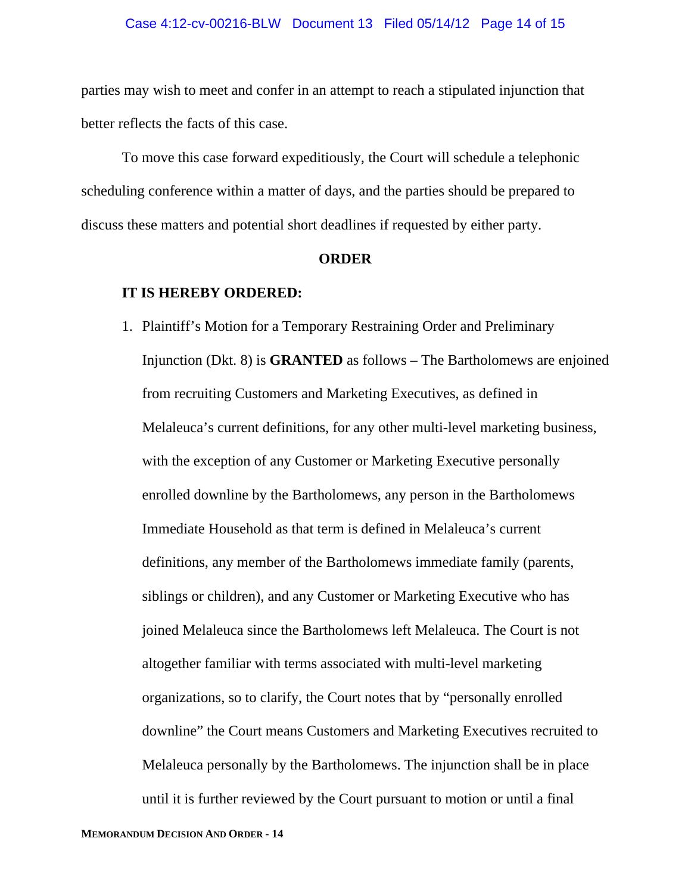parties may wish to meet and confer in an attempt to reach a stipulated injunction that better reflects the facts of this case.

To move this case forward expeditiously, the Court will schedule a telephonic scheduling conference within a matter of days, and the parties should be prepared to discuss these matters and potential short deadlines if requested by either party.

**ORDER**

**IT IS HEREBY ORDERED:**

1. Plaintiff's Motion for a Temporary Restraining Order and Preliminary Injunction (Dkt. 8) is **GRANTED** as follows – The Bartholomews are enjoined from recruiting Customers and Marketing Executives, as defined in Melaleuca's current definitions, for any other multi-level marketing business, with the exception of any Customer or Marketing Executive personally enrolled downline by the Bartholomews, any person in the Bartholomews Immediate Household as that term is defined in Melaleuca's current definitions, any member of the Bartholomews immediate family (parents, siblings or children), and any Customer or Marketing Executive who has joined Melaleuca since the Bartholomews left Melaleuca. The Court is not altogether familiar with terms associated with multi-level marketing organizations, so to clarify, the Court notes that by "personally enrolled downline" the Court means Customers and Marketing Executives recruited to Melaleuca personally by the Bartholomews. The injunction shall be in place until it is further reviewed by the Court pursuant to motion or until a final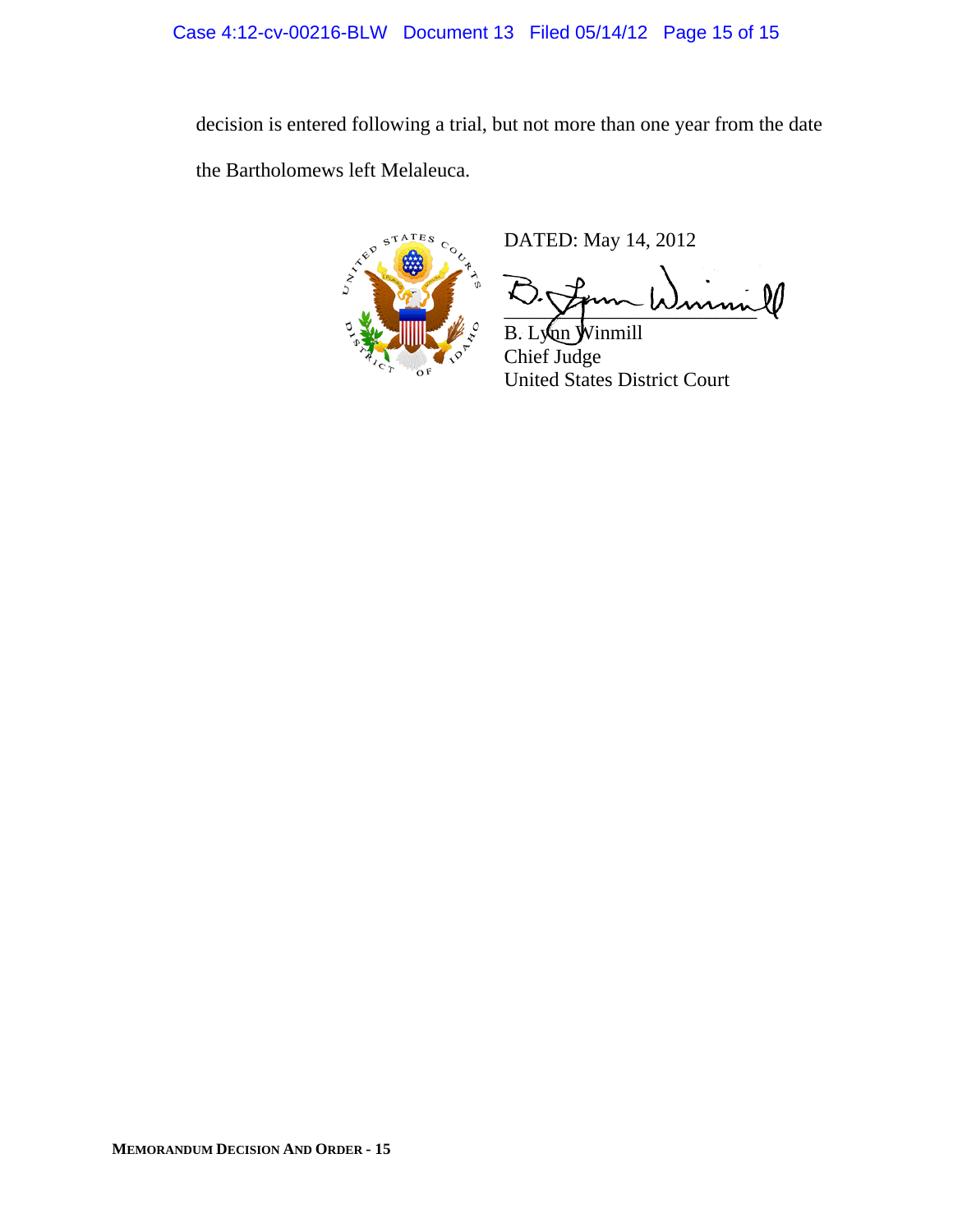decision is entered following a trial, but not more than one year from the date the Bartholomews left Melaleuca.

DATED: May 14, 2012

B. Lynn Winmill
Chief Judge
United States District Court